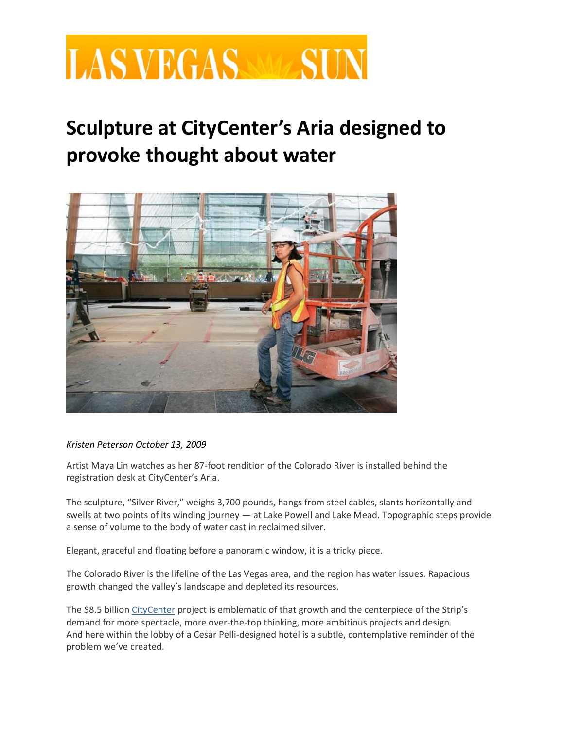# LAS VEGAS SUN

# Sculpture at CityCenter's Aria designed to provoke thought about water

*Kristen Peterson October 13, 2009*

Artist Maya Lin watches as her 87-foot rendition of the Colorado River is installed behind the registration desk at CityCenter's Aria.

The sculpture, "Silver River," weighs 3,700 pounds, hangs from steel cables, slants horizontally and swells at two points of its winding journey — at Lake Powell and Lake Mead. Topographic steps provide a sense of volume to the body of water cast in reclaimed silver.

Elegant, graceful and floating before a panoramic window, it is a tricky piece.

The Colorado River is the lifeline of the Las Vegas area, and the region has water issues. Rapacious growth changed the valley's landscape and depleted its resources.

The $8.5 billion CityCenter project is emblematic of that growth and the centerpiece of the Strip's demand for more spectacle, more over-the-top thinking, more ambitious projects and design. And here within the lobby of a Cesar Pelli-designed hotel is a subtle, contemplative reminder of the problem we've created.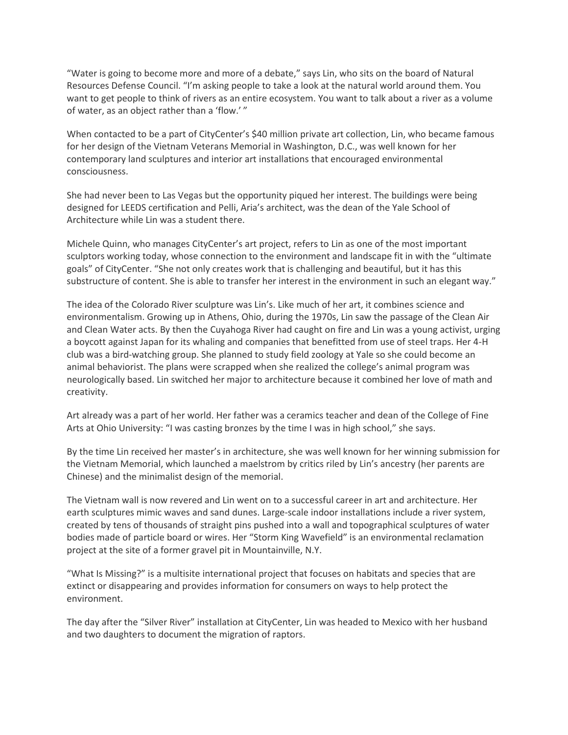"Water is going to become more and more of a debate," says Lin, who sits on the board of Natural Resources Defense Council. "I'm asking people to take a look at the natural world around them. You want to get people to think of rivers as an entire ecosystem. You want to talk about a river as a volume of water, as an object rather than a 'flow.' "

When contacted to be a part of CityCenter's $40 million private art collection, Lin, who became famous for her design of the Vietnam Veterans Memorial in Washington, D.C., was well known for her contemporary land sculptures and interior art installations that encouraged environmental consciousness.

She had never been to Las Vegas but the opportunity piqued her interest. The buildings were being designed for LEEDS certification and Pelli, Aria's architect, was the dean of the Yale School of Architecture while Lin was a student there.

Michele Quinn, who manages CityCenter's art project, refers to Lin as one of the most important sculptors working today, whose connection to the environment and landscape fit in with the "ultimate goals" of CityCenter. "She not only creates work that is challenging and beautiful, but it has this substructure of content. She is able to transfer her interest in the environment in such an elegant way."

The idea of the Colorado River sculpture was Lin's. Like much of her art, it combines science and environmentalism. Growing up in Athens, Ohio, during the 1970s, Lin saw the passage of the Clean Air and Clean Water acts. By then the Cuyahoga River had caught on fire and Lin was a young activist, urging a boycott against Japan for its whaling and companies that benefitted from use of steel traps. Her 4-H club was a bird-watching group. She planned to study field zoology at Yale so she could become an animal behaviorist. The plans were scrapped when she realized the college's animal program was neurologically based. Lin switched her major to architecture because it combined her love of math and creativity.

Art already was a part of her world. Her father was a ceramics teacher and dean of the College of Fine Arts at Ohio University: "I was casting bronzes by the time I was in high school," she says.

By the time Lin received her master's in architecture, she was well known for her winning submission for the Vietnam Memorial, which launched a maelstrom by critics riled by Lin's ancestry (her parents are Chinese) and the minimalist design of the memorial.

The Vietnam wall is now revered and Lin went on to a successful career in art and architecture. Her earth sculptures mimic waves and sand dunes. Large-scale indoor installations include a river system, created by tens of thousands of straight pins pushed into a wall and topographical sculptures of water bodies made of particle board or wires. Her "Storm King Wavefield" is an environmental reclamation project at the site of a former gravel pit in Mountainville, N.Y.

"What Is Missing?" is a multisite international project that focuses on habitats and species that are extinct or disappearing and provides information for consumers on ways to help protect the environment.

The day after the "Silver River" installation at CityCenter, Lin was headed to Mexico with her husband and two daughters to document the migration of raptors.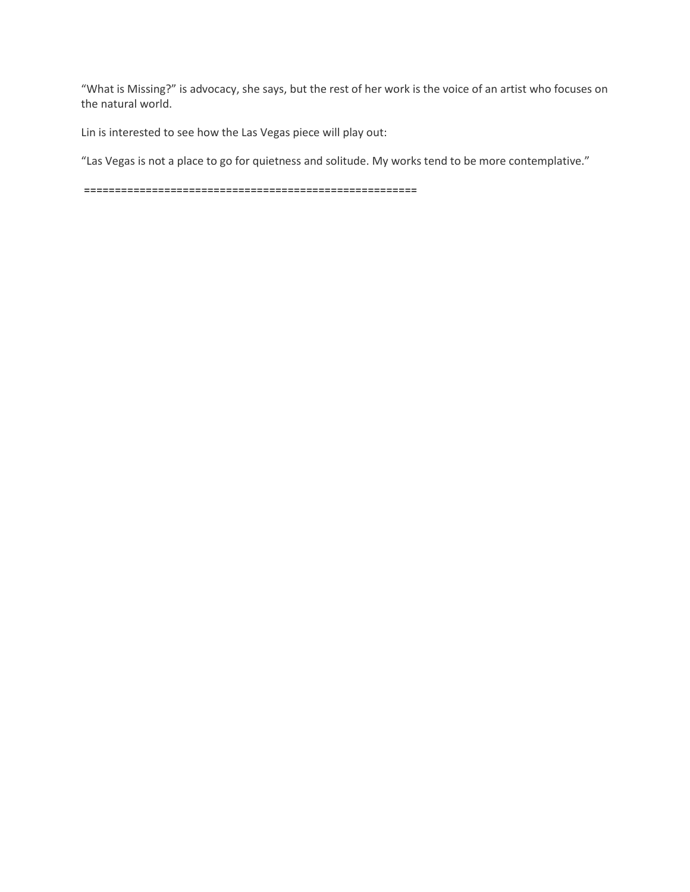"What is Missing?" is advocacy, she says, but the rest of her work is the voice of an artist who focuses on the natural world.

Lin is interested to see how the Las Vegas piece will play out:

"Las Vegas is not a place to go for quietness and solitude. My works tend to be more contemplative."

=====================================================